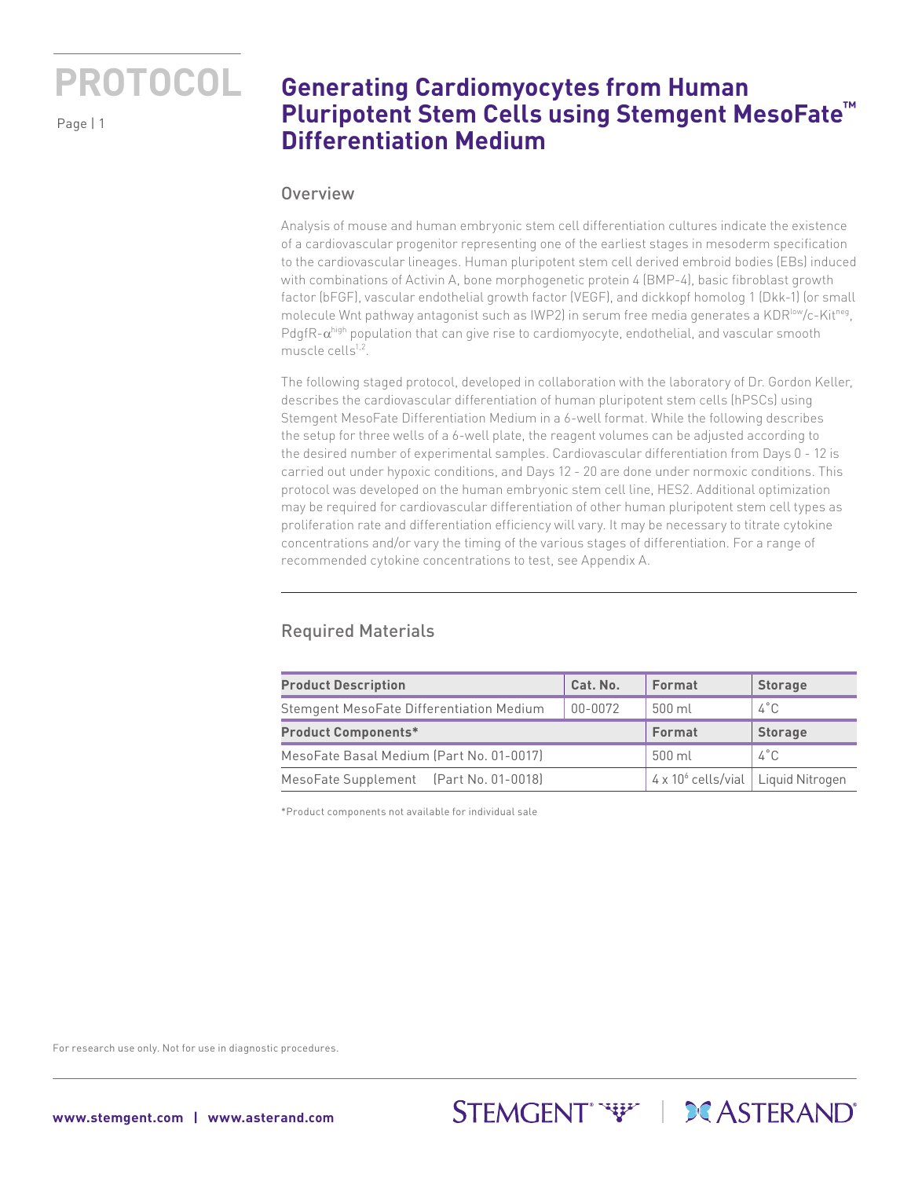# PROTOCOL

## Generating Cardiomyocytes from Human Pluripotent Stem Cells using Stemgent MesoFate™ Differentiation Medium

### Overview

Analysis of mouse and human embryonic stem cell differentiation cultures indicate the existence of a cardiovascular progenitor representing one of the earliest stages in mesoderm specification to the cardiovascular lineages. Human pluripotent stem cell derived embroid bodies (EBs) induced with combinations of Activin A, bone morphogenetic protein 4 (BMP-4), basic fibroblast growth factor (bFGF), vascular endothelial growth factor (VEGF), and dickkopf homolog 1 (Dkk-1) (or small molecule Wnt pathway antagonist such as IWP2) in serum free media generates a $KDR^{low}$/$c\text{-}Kit^{neg}$, $PdgfR\text{-}\alpha^{high}$ population that can give rise to cardiomyocyte, endothelial, and vascular smooth muscle cells[1,2].

The following staged protocol, developed in collaboration with the laboratory of Dr. Gordon Keller, describes the cardiovascular differentiation of human pluripotent stem cells (hPSCs) using Stemgent MesoFate Differentiation Medium in a 6-well format. While the following describes the setup for three wells of a 6-well plate, the reagent volumes can be adjusted according to the desired number of experimental samples. Cardiovascular differentiation from Days 0 - 12 is carried out under hypoxic conditions, and Days 12 - 20 are done under normoxic conditions. This protocol was developed on the human embryonic stem cell line, HES2. Additional optimization may be required for cardiovascular differentiation of other human pluripotent stem cell types as proliferation rate and differentiation efficiency will vary. It may be necessary to titrate cytokine concentrations and/or vary the timing of the various stages of differentiation. For a range of recommended cytokine concentrations to test, see Appendix A.

### Required Materials

| Product Description | Cat. No. | Format | Storage |
|---|---|---|---|
| Stemgent MesoFate Differentiation Medium | 00-0072 | 500 ml | 4˚C |
| **Product Components*** | | **Format** | **Storage** |
| MesoFate Basal Medium (Part No. 01-0017) | | 500 ml | 4˚C |
| MesoFate Supplement (Part No. 01-0018) | | $4 \times 10^6$ cells/vial | Liquid Nitrogen |

*Product components not available for individual sale

For research use only. Not for use in diagnostic procedures.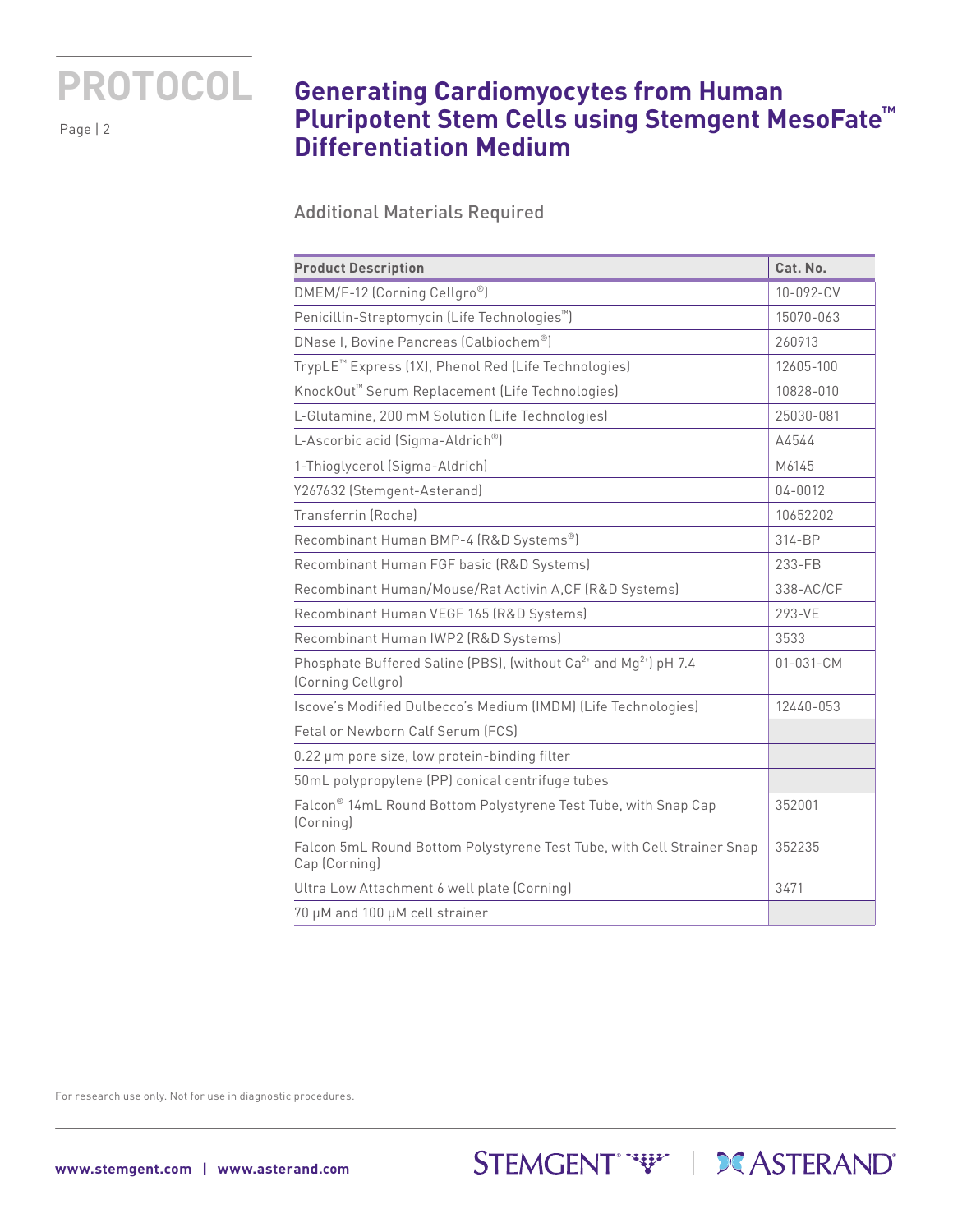## Additional Materials Required

| Product Description | Cat. No. |
|---|---|
| DMEM/F-12 (Corning Cellgro®) | 10-092-CV |
| Penicillin-Streptomycin (Life Technologies™) | 15070-063 |
| DNase I, Bovine Pancreas (Calbiochem®) | 260913 |
| TrypLE™ Express (1X), Phenol Red (Life Technologies) | 12605-100 |
| KnockOut™ Serum Replacement (Life Technologies) | 10828-010 |
| L-Glutamine, 200 mM Solution (Life Technologies) | 25030-081 |
| L-Ascorbic acid (Sigma-Aldrich®) | A4544 |
| 1-Thioglycerol (Sigma-Aldrich) | M6145 |
| Y267632 (Stemgent-Asterand) | 04-0012 |
| Transferrin (Roche) | 10652202 |
| Recombinant Human BMP-4 (R&D Systems®) | 314-BP |
| Recombinant Human FGF basic (R&D Systems) | 233-FB |
| Recombinant Human/Mouse/Rat Activin A,CF (R&D Systems) | 338-AC/CF |
| Recombinant Human VEGF 165 (R&D Systems) | 293-VE |
| Recombinant Human IWP2 (R&D Systems) | 3533 |
| Phosphate Buffered Saline (PBS), (without $Ca^{2+}$ and $Mg^{2+}$) pH 7.4 (Corning Cellgro) | 01-031-CM |
| Iscove's Modified Dulbecco's Medium (IMDM) (Life Technologies) | 12440-053 |
| Fetal or Newborn Calf Serum (FCS) | |
| 0.22 μm pore size, low protein-binding filter | |
| 50mL polypropylene (PP) conical centrifuge tubes | |
| Falcon® 14mL Round Bottom Polystyrene Test Tube, with Snap Cap (Corning) | 352001 |
| Falcon 5mL Round Bottom Polystyrene Test Tube, with Cell Strainer Snap Cap (Corning) | 352235 |
| Ultra Low Attachment 6 well plate (Corning) | 3471 |
| 70 μM and 100 μM cell strainer | |

For research use only. Not for use in diagnostic procedures.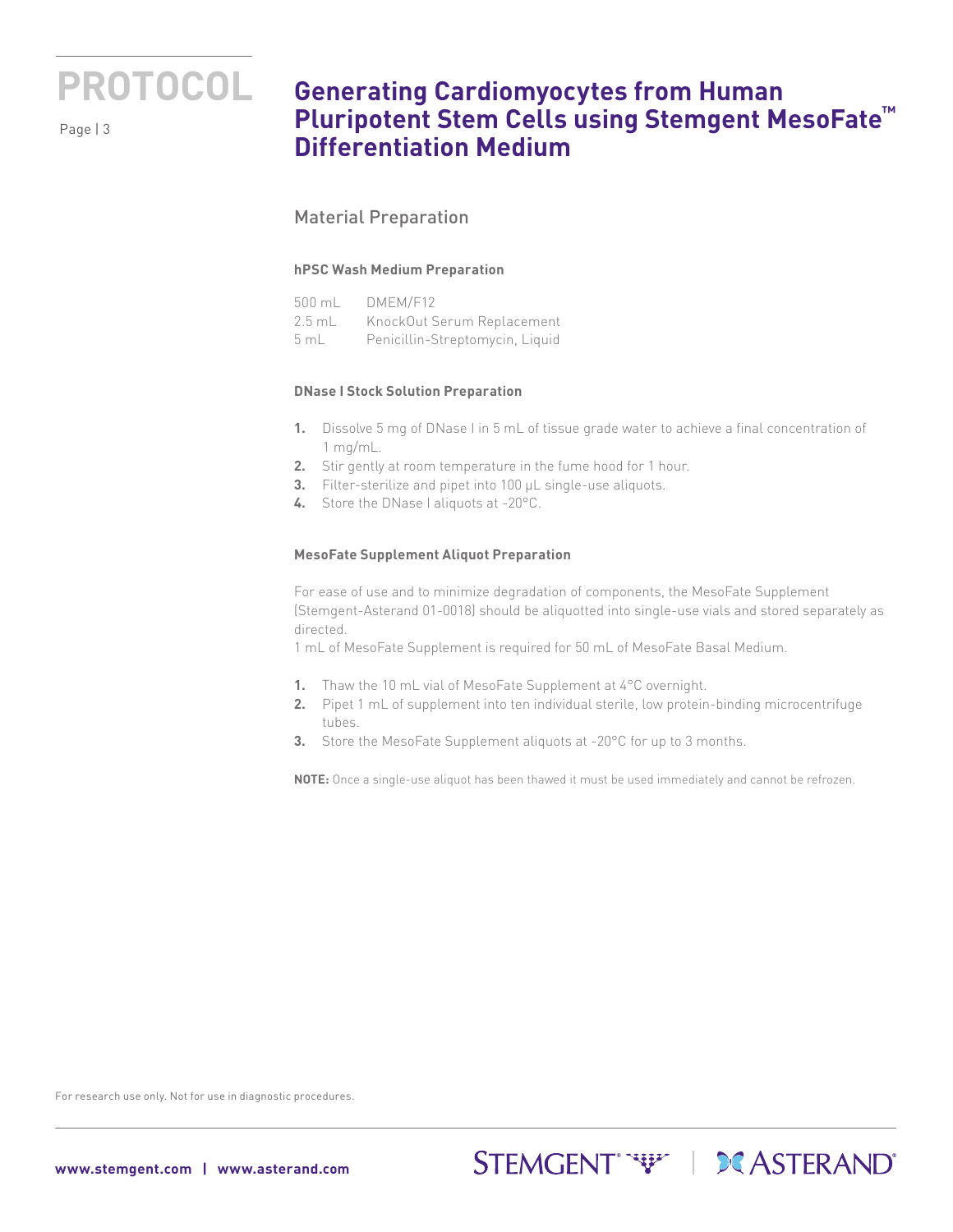## Material Preparation

### hPSC Wash Medium Preparation

| | |
|---|---|
| 500 mL | DMEM/F12 |
| 2.5 mL | KnockOut Serum Replacement |
| 5 mL | Penicillin-Streptomycin, Liquid |

### DNase I Stock Solution Preparation

1. Dissolve 5 mg of DNase I in 5 mL of tissue grade water to achieve a final concentration of 1 mg/mL.
2. Stir gently at room temperature in the fume hood for 1 hour.
3. Filter-sterilize and pipet into 100 µL single-use aliquots.
4. Store the DNase I aliquots at -20°C.

### MesoFate Supplement Aliquot Preparation

For ease of use and to minimize degradation of components, the MesoFate Supplement (Stemgent-Asterand 01-0018) should be aliquotted into single-use vials and stored separately as directed.
1 mL of MesoFate Supplement is required for 50 mL of MesoFate Basal Medium.

1. Thaw the 10 mL vial of MesoFate Supplement at 4°C overnight.
2. Pipet 1 mL of supplement into ten individual sterile, low protein-binding microcentrifuge tubes.
3. Store the MesoFate Supplement aliquots at -20°C for up to 3 months.

**NOTE:** Once a single-use aliquot has been thawed it must be used immediately and cannot be refrozen.

For research use only. Not for use in diagnostic procedures.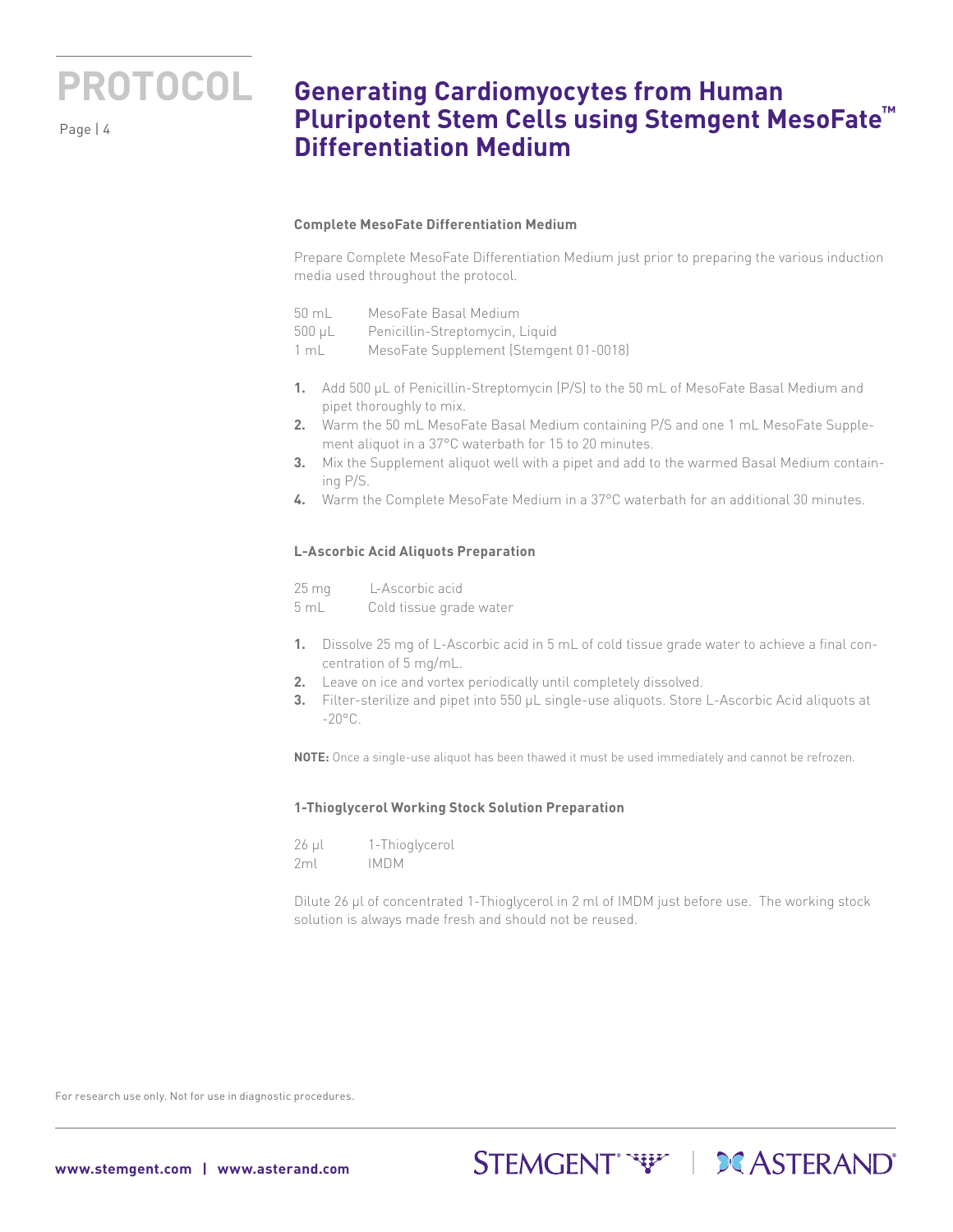### Complete MesoFate Differentiation Medium

Prepare Complete MesoFate Differentiation Medium just prior to preparing the various induction media used throughout the protocol.

| | |
|---|---|
| 50 mL | MesoFate Basal Medium |
| 500 µL | Penicillin-Streptomycin, Liquid |
| 1 mL | MesoFate Supplement (Stemgent 01-0018) |

1. Add 500 µL of Penicillin-Streptomycin (P/S) to the 50 mL of MesoFate Basal Medium and pipet thoroughly to mix.
2. Warm the 50 mL MesoFate Basal Medium containing P/S and one 1 mL MesoFate Supplement aliquot in a 37°C waterbath for 15 to 20 minutes.
3. Mix the Supplement aliquot well with a pipet and add to the warmed Basal Medium containing P/S.
4. Warm the Complete MesoFate Medium in a 37°C waterbath for an additional 30 minutes.

### L-Ascorbic Acid Aliquots Preparation

| | |
|---|---|
| 25 mg | L-Ascorbic acid |
| 5 mL | Cold tissue grade water |

1. Dissolve 25 mg of L-Ascorbic acid in 5 mL of cold tissue grade water to achieve a final concentration of 5 mg/mL.
2. Leave on ice and vortex periodically until completely dissolved.
3. Filter-sterilize and pipet into 550 µL single-use aliquots. Store L-Ascorbic Acid aliquots at -20°C.

**NOTE:** Once a single-use aliquot has been thawed it must be used immediately and cannot be refrozen.

### 1-Thioglycerol Working Stock Solution Preparation

| | |
|---|---|
| 26 µl | 1-Thioglycerol |
| 2ml | IMDM |

Dilute 26 µl of concentrated 1-Thioglycerol in 2 ml of IMDM just before use. The working stock solution is always made fresh and should not be reused.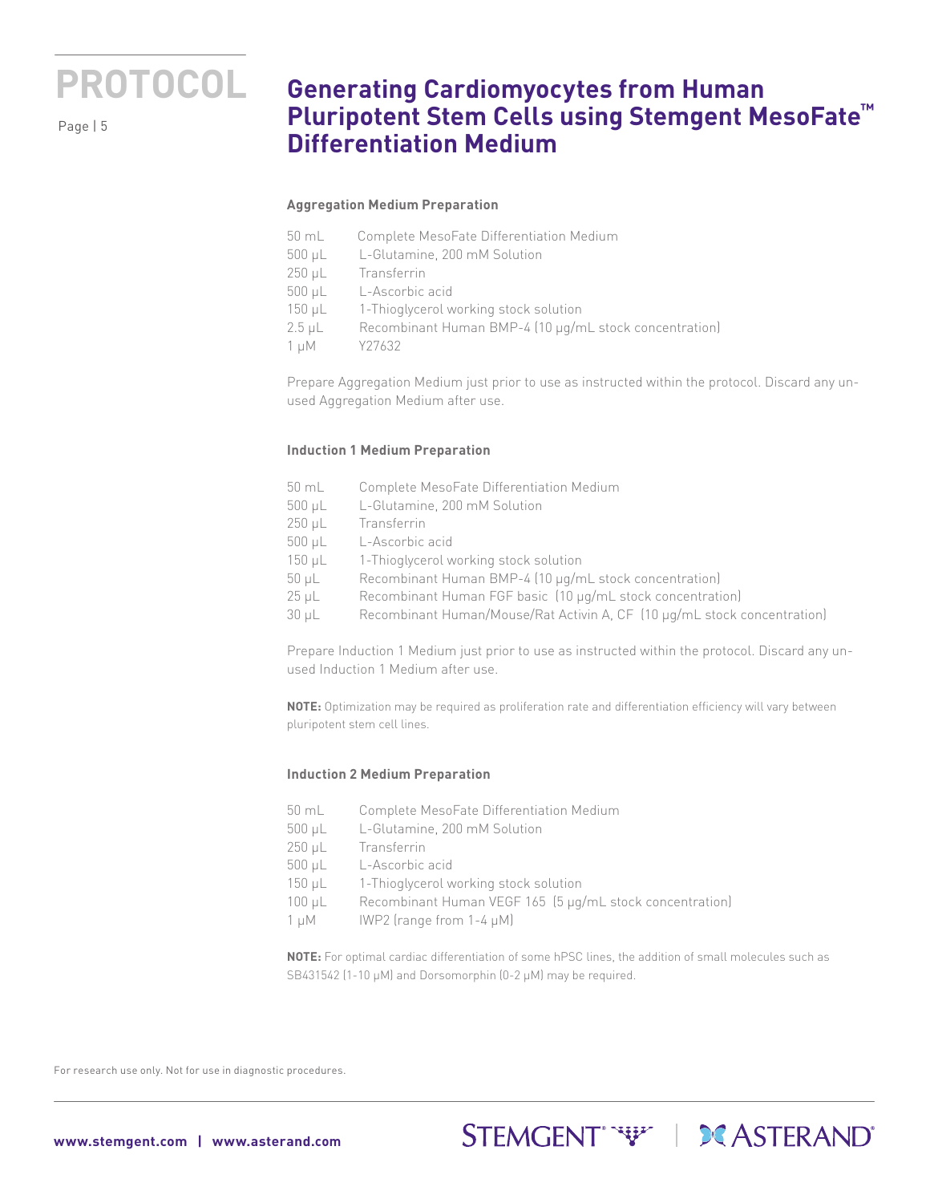#### Aggregation Medium Preparation

| | |
|---|---|
| 50 mL | Complete MesoFate Differentiation Medium |
| 500 µL | L-Glutamine, 200 mM Solution |
| 250 µL | Transferrin |
| 500 µL | L-Ascorbic acid |
| 150 µL | 1-Thioglycerol working stock solution |
| 2.5 µL | Recombinant Human BMP-4 (10 µg/mL stock concentration) |
| 1 µM | Y27632 |

Prepare Aggregation Medium just prior to use as instructed within the protocol. Discard any unused Aggregation Medium after use.

#### Induction 1 Medium Preparation

| | |
|---|---|
| 50 mL | Complete MesoFate Differentiation Medium |
| 500 µL | L-Glutamine, 200 mM Solution |
| 250 µL | Transferrin |
| 500 µL | L-Ascorbic acid |
| 150 µL | 1-Thioglycerol working stock solution |
| 50 µL | Recombinant Human BMP-4 (10 µg/mL stock concentration) |
| 25 µL | Recombinant Human FGF basic (10 µg/mL stock concentration) |
| 30 µL | Recombinant Human/Mouse/Rat Activin A, CF (10 µg/mL stock concentration) |

Prepare Induction 1 Medium just prior to use as instructed within the protocol. Discard any unused Induction 1 Medium after use.

**NOTE:** Optimization may be required as proliferation rate and differentiation efficiency will vary between pluripotent stem cell lines.

#### Induction 2 Medium Preparation

| | |
|---|---|
| 50 mL | Complete MesoFate Differentiation Medium |
| 500 µL | L-Glutamine, 200 mM Solution |
| 250 µL | Transferrin |
| 500 µL | L-Ascorbic acid |
| 150 µL | 1-Thioglycerol working stock solution |
| 100 µL | Recombinant Human VEGF 165 (5 µg/mL stock concentration) |
| 1 µM | IWP2 (range from 1-4 µM) |

**NOTE:** For optimal cardiac differentiation of some hPSC lines, the addition of small molecules such as SB431542 (1-10 µM) and Dorsomorphin (0-2 µM) may be required.

For research use only. Not for use in diagnostic procedures.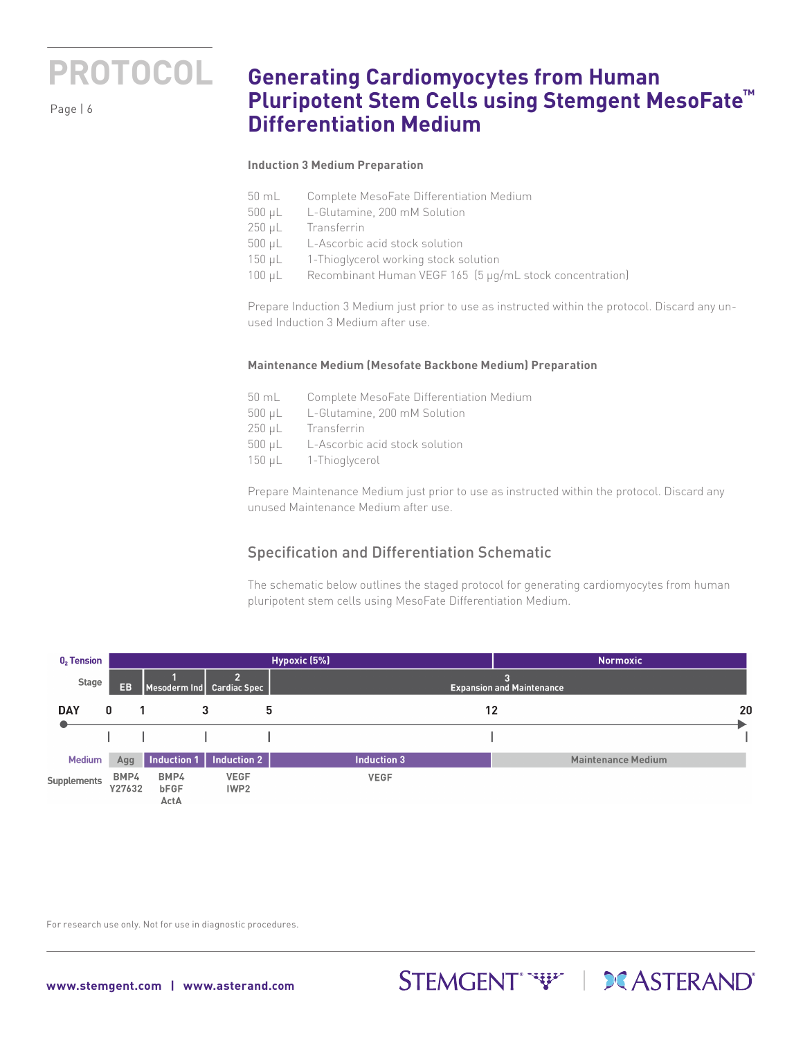# Generating Cardiomyocytes from Human Pluripotent Stem Cells using Stemgent MesoFate™ Differentiation Medium

### Induction 3 Medium Preparation

| | |
|---|---|
| 50 mL | Complete MesoFate Differentiation Medium |
| 500 µL | L-Glutamine, 200 mM Solution |
| 250 µL | Transferrin |
| 500 µL | L-Ascorbic acid stock solution |
| 150 µL | 1-Thioglycerol working stock solution |
| 100 µL | Recombinant Human VEGF 165 (5 µg/mL stock concentration) |

Prepare Induction 3 Medium just prior to use as instructed within the protocol. Discard any unused Induction 3 Medium after use.

### Maintenance Medium (Mesofate Backbone Medium) Preparation

| | |
|---|---|
| 50 mL | Complete MesoFate Differentiation Medium |
| 500 µL | L-Glutamine, 200 mM Solution |
| 250 µL | Transferrin |
| 500 µL | L-Ascorbic acid stock solution |
| 150 µL | 1-Thioglycerol |

Prepare Maintenance Medium just prior to use as instructed within the protocol. Discard any unused Maintenance Medium after use.

## Specification and Differentiation Schematic

The schematic below outlines the staged protocol for generating cardiomyocytes from human pluripotent stem cells using MesoFate Differentiation Medium.

| | Day 0–1 | Day 1–3 | Day 3–5 | Day 5–12 | Day 12–20 |
|---|---|---|---|---|---|
| $O_2$ Tension | Hypoxic (5%) | Hypoxic (5%) | Hypoxic (5%) | Hypoxic (5%) | Normoxic |
| Stage | EB | 1 Mesoderm Ind | 2 Cardiac Spec | 3 Expansion and Maintenance | 3 Expansion and Maintenance |
| Medium | Agg | Induction 1 | Induction 2 | Induction 3 | Maintenance Medium |
| Supplements | BMP4, Y27632 | BMP4, bFGF, ActA | VEGF, IWP2 | VEGF | |

For research use only. Not for use in diagnostic procedures.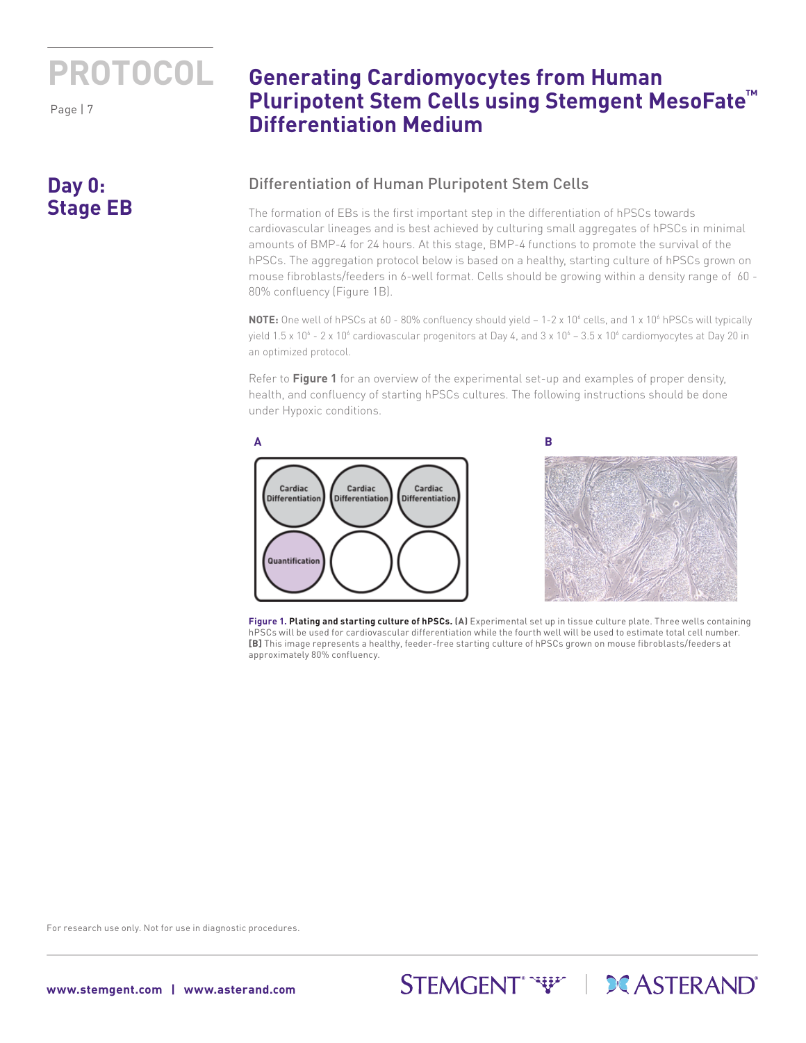# Generating Cardiomyocytes from Human Pluripotent Stem Cells using Stemgent MesoFate™ Differentiation Medium

## Day 0: Stage EB

### Differentiation of Human Pluripotent Stem Cells

The formation of EBs is the first important step in the differentiation of hPSCs towards cardiovascular lineages and is best achieved by culturing small aggregates of hPSCs in minimal amounts of BMP-4 for 24 hours. At this stage, BMP-4 functions to promote the survival of the hPSCs. The aggregation protocol below is based on a healthy, starting culture of hPSCs grown on mouse fibroblasts/feeders in 6-well format. Cells should be growing within a density range of 60 - 80% confluency (Figure 1B).

**NOTE:** One well of hPSCs at 60 - 80% confluency should yield ~ 1-2 x $10^6$ cells, and 1 x $10^6$ hPSCs will typically yield 1.5 x $10^6$ - 2 x $10^6$ cardiovascular progenitors at Day 4, and 3 x $10^6$ – 3.5 x $10^6$ cardiomyocytes at Day 20 in an optimized protocol.

Refer to **Figure 1** for an overview of the experimental set-up and examples of proper density, health, and confluency of starting hPSCs cultures. The following instructions should be done under Hypoxic conditions.

**Figure 1. Plating and starting culture of hPSCs. (A)** Experimental set up in tissue culture plate. Three wells containing hPSCs will be used for cardiovascular differentiation while the fourth well will be used to estimate total cell number. **(B)** This image represents a healthy, feeder-free starting culture of hPSCs grown on mouse fibroblasts/feeders at approximately 80% confluency.

For research use only. Not for use in diagnostic procedures.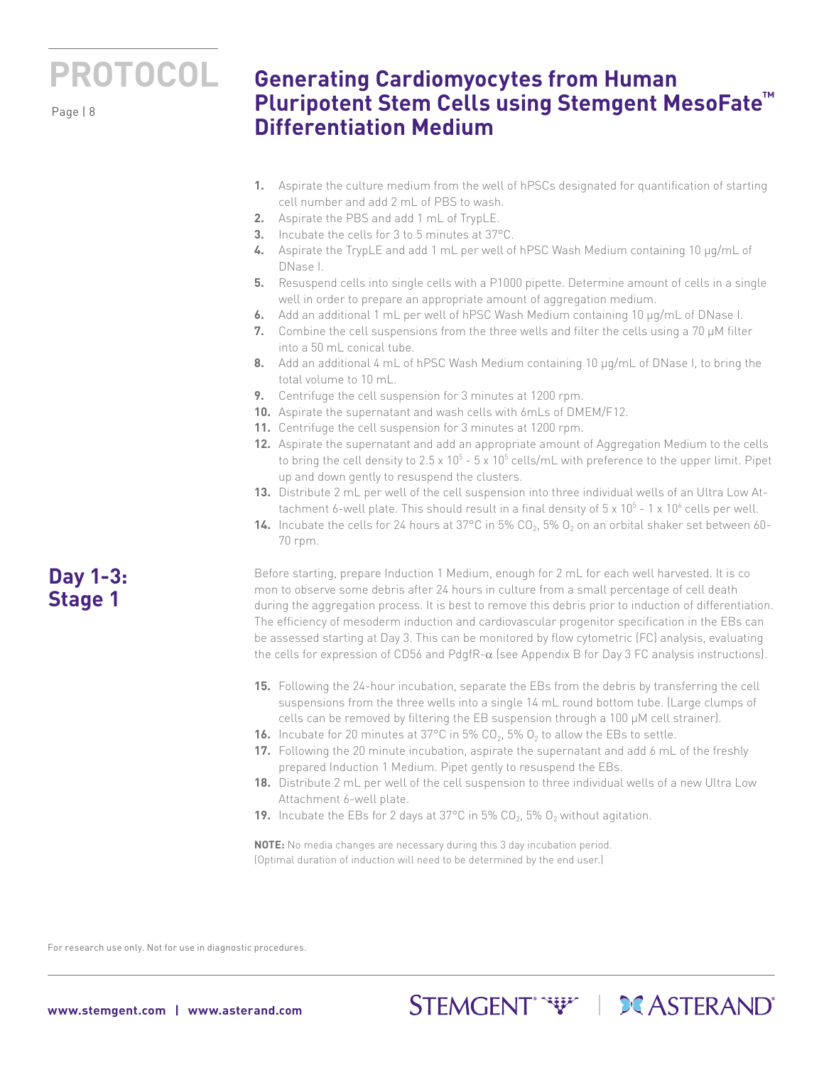1. Aspirate the culture medium from the well of hPSCs designated for quantification of starting cell number and add 2 mL of PBS to wash.
2. Aspirate the PBS and add 1 mL of TrypLE.
3. Incubate the cells for 3 to 5 minutes at 37°C.
4. Aspirate the TrypLE and add 1 mL per well of hPSC Wash Medium containing 10 μg/mL of DNase I.
5. Resuspend cells into single cells with a P1000 pipette. Determine amount of cells in a single well in order to prepare an appropriate amount of aggregation medium.
6. Add an additional 1 mL per well of hPSC Wash Medium containing 10 μg/mL of DNase I.
7. Combine the cell suspensions from the three wells and filter the cells using a 70 μM filter into a 50 mL conical tube.
8. Add an additional 4 mL of hPSC Wash Medium containing 10 μg/mL of DNase I, to bring the total volume to 10 mL.
9. Centrifuge the cell suspension for 3 minutes at 1200 rpm.
10. Aspirate the supernatant and wash cells with 6mLs of DMEM/F12.
11. Centrifuge the cell suspension for 3 minutes at 1200 rpm.
12. Aspirate the supernatant and add an appropriate amount of Aggregation Medium to the cells to bring the cell density to $2.5 \times 10^5$ - $5 \times 10^5$ cells/mL with preference to the upper limit. Pipet up and down gently to resuspend the clusters.
13. Distribute 2 mL per well of the cell suspension into three individual wells of an Ultra Low Attachment 6-well plate. This should result in a final density of $5 \times 10^5$ - $1 \times 10^6$ cells per well.
14. Incubate the cells for 24 hours at 37°C in 5% $CO_2$, 5% $O_2$ on an orbital shaker set between 60-70 rpm.

## Day 1-3: Stage 1

Before starting, prepare Induction 1 Medium, enough for 2 mL for each well harvested. It is co mon to observe some debris after 24 hours in culture from a small percentage of cell death during the aggregation process. It is best to remove this debris prior to induction of differentiation. The efficiency of mesoderm induction and cardiovascular progenitor specification in the EBs can be assessed starting at Day 3. This can be monitored by flow cytometric (FC) analysis, evaluating the cells for expression of CD56 and PdgfR-α (see Appendix B for Day 3 FC analysis instructions).

15. Following the 24-hour incubation, separate the EBs from the debris by transferring the cell suspensions from the three wells into a single 14 mL round bottom tube. (Large clumps of cells can be removed by filtering the EB suspension through a 100 μM cell strainer).
16. Incubate for 20 minutes at 37°C in 5% $CO_2$, 5% $O_2$ to allow the EBs to settle.
17. Following the 20 minute incubation, aspirate the supernatant and add 6 mL of the freshly prepared Induction 1 Medium. Pipet gently to resuspend the EBs.
18. Distribute 2 mL per well of the cell suspension to three individual wells of a new Ultra Low Attachment 6-well plate.
19. Incubate the EBs for 2 days at 37°C in 5% $CO_2$, 5% $O_2$ without agitation.

**NOTE:** No media changes are necessary during this 3 day incubation period. (Optimal duration of induction will need to be determined by the end user.)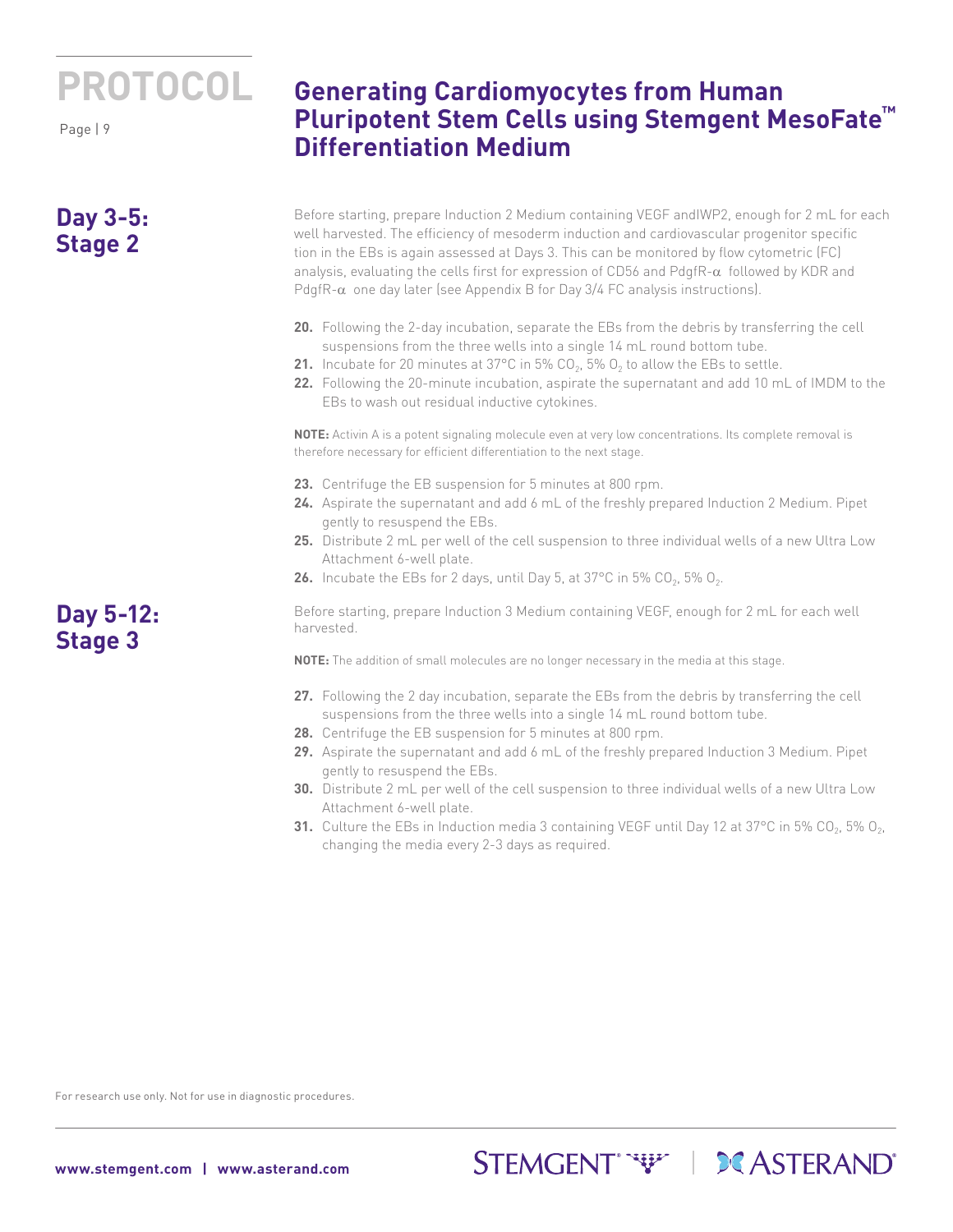# Generating Cardiomyocytes from Human Pluripotent Stem Cells using Stemgent MesoFate™ Differentiation Medium

## Day 3-5: Stage 2

Before starting, prepare Induction 2 Medium containing VEGF andIWP2, enough for 2 mL for each well harvested. The efficiency of mesoderm induction and cardiovascular progenitor specific tion in the EBs is again assessed at Days 3. This can be monitored by flow cytometric (FC) analysis, evaluating the cells first for expression of CD56 and PdgfR-$\alpha$ followed by KDR and PdgfR-$\alpha$ one day later (see Appendix B for Day 3/4 FC analysis instructions).

20. Following the 2-day incubation, separate the EBs from the debris by transferring the cell suspensions from the three wells into a single 14 mL round bottom tube.
21. Incubate for 20 minutes at 37°C in 5% $CO_2$, 5% $O_2$ to allow the EBs to settle.
22. Following the 20-minute incubation, aspirate the supernatant and add 10 mL of IMDM to the EBs to wash out residual inductive cytokines.

**NOTE:** Activin A is a potent signaling molecule even at very low concentrations. Its complete removal is therefore necessary for efficient differentiation to the next stage.

23. Centrifuge the EB suspension for 5 minutes at 800 rpm.
24. Aspirate the supernatant and add 6 mL of the freshly prepared Induction 2 Medium. Pipet gently to resuspend the EBs.
25. Distribute 2 mL per well of the cell suspension to three individual wells of a new Ultra Low Attachment 6-well plate.
26. Incubate the EBs for 2 days, until Day 5, at 37°C in 5% $CO_2$, 5% $O_2$.

## Day 5-12: Stage 3

Before starting, prepare Induction 3 Medium containing VEGF, enough for 2 mL for each well harvested.

**NOTE:** The addition of small molecules are no longer necessary in the media at this stage.

27. Following the 2 day incubation, separate the EBs from the debris by transferring the cell suspensions from the three wells into a single 14 mL round bottom tube.
28. Centrifuge the EB suspension for 5 minutes at 800 rpm.
29. Aspirate the supernatant and add 6 mL of the freshly prepared Induction 3 Medium. Pipet gently to resuspend the EBs.
30. Distribute 2 mL per well of the cell suspension to three individual wells of a new Ultra Low Attachment 6-well plate.
31. Culture the EBs in Induction media 3 containing VEGF until Day 12 at 37°C in 5% $CO_2$, 5% $O_2$, changing the media every 2-3 days as required.

For research use only. Not for use in diagnostic procedures.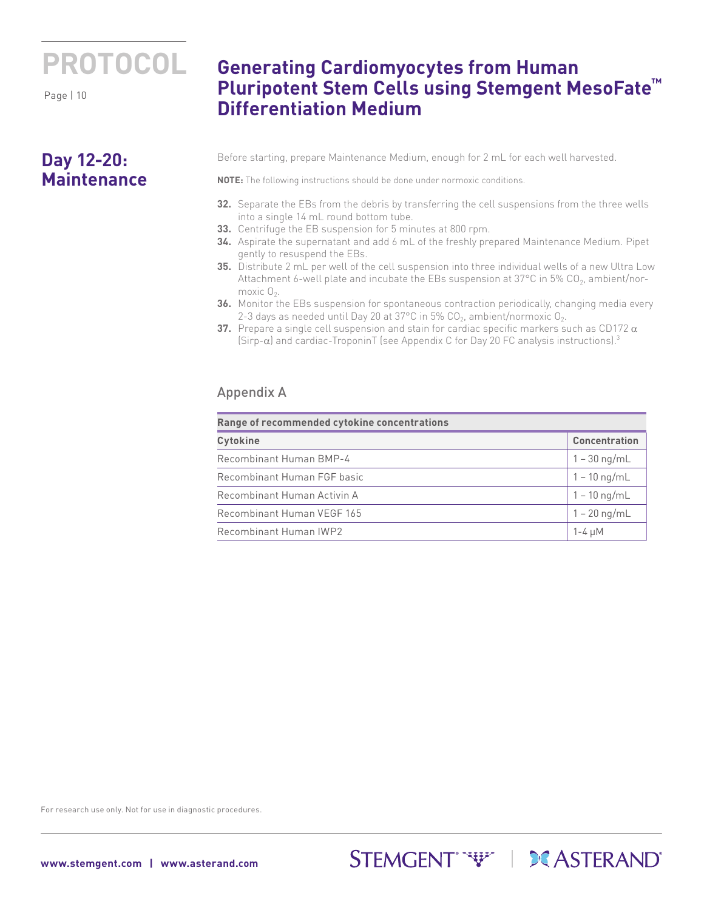## Day 12-20: Maintenance

Before starting, prepare Maintenance Medium, enough for 2 mL for each well harvested.

**NOTE:** The following instructions should be done under normoxic conditions.

32. Separate the EBs from the debris by transferring the cell suspensions from the three wells into a single 14 mL round bottom tube.
33. Centrifuge the EB suspension for 5 minutes at 800 rpm.
34. Aspirate the supernatant and add 6 mL of the freshly prepared Maintenance Medium. Pipet gently to resuspend the EBs.
35. Distribute 2 mL per well of the cell suspension into three individual wells of a new Ultra Low Attachment 6-well plate and incubate the EBs suspension at 37°C in 5% $CO_2$, ambient/normoxic $O_2$.
36. Monitor the EBs suspension for spontaneous contraction periodically, changing media every 2-3 days as needed until Day 20 at 37°C in 5% $CO_2$, ambient/normoxic $O_2$.
37. Prepare a single cell suspension and stain for cardiac specific markers such as CD172 $\alpha$ (Sirp-$\alpha$) and cardiac-TroponinT (see Appendix C for Day 20 FC analysis instructions).[3]

## Appendix A

| Range of recommended cytokine concentrations | |
|---|---|
| **Cytokine** | **Concentration** |
| Recombinant Human BMP-4 | 1 – 30 ng/mL |
| Recombinant Human FGF basic | 1 – 10 ng/mL |
| Recombinant Human Activin A | 1 – 10 ng/mL |
| Recombinant Human VEGF 165 | 1 – 20 ng/mL |
| Recombinant Human IWP2 | 1-4 μM |

For research use only. Not for use in diagnostic procedures.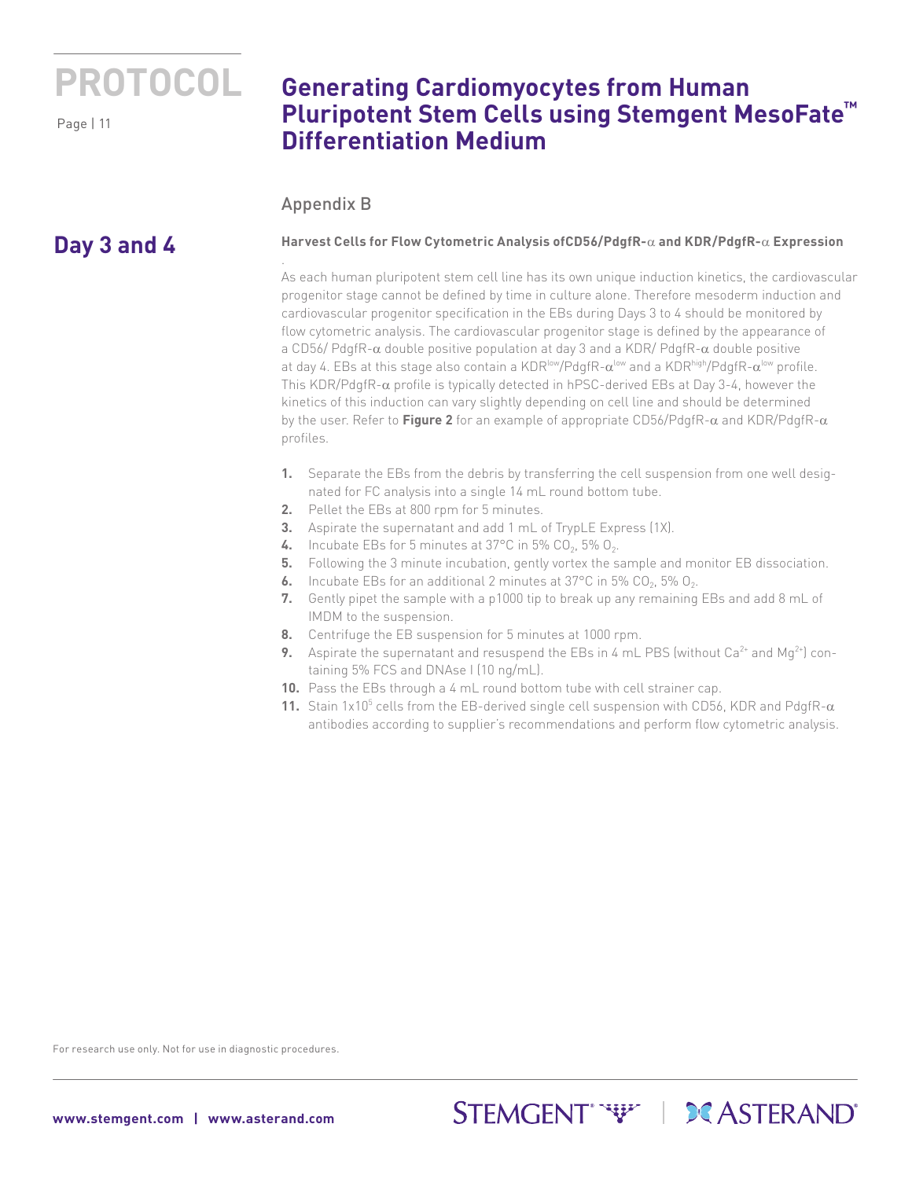## Appendix B

## Day 3 and 4

**Harvest Cells for Flow Cytometric Analysis ofCD56/PdgfR-α and KDR/PdgfR-α Expression**

As each human pluripotent stem cell line has its own unique induction kinetics, the cardiovascular progenitor stage cannot be defined by time in culture alone. Therefore mesoderm induction and cardiovascular progenitor specification in the EBs during Days 3 to 4 should be monitored by flow cytometric analysis. The cardiovascular progenitor stage is defined by the appearance of a CD56/ PdgfR-α double positive population at day 3 and a KDR/ PdgfR-α double positive at day 4. EBs at this stage also contain a $KDR^{low}$/PdgfR-$\alpha^{low}$ and a $KDR^{high}$/PdgfR-$\alpha^{low}$ profile. This KDR/PdgfR-α profile is typically detected in hPSC-derived EBs at Day 3-4, however the kinetics of this induction can vary slightly depending on cell line and should be determined by the user. Refer to **Figure 2** for an example of appropriate CD56/PdgfR-α and KDR/PdgfR-α profiles.

1. Separate the EBs from the debris by transferring the cell suspension from one well designated for FC analysis into a single 14 mL round bottom tube.
2. Pellet the EBs at 800 rpm for 5 minutes.
3. Aspirate the supernatant and add 1 mL of TrypLE Express (1X).
4. Incubate EBs for 5 minutes at 37°C in 5% $CO_2$, 5% $O_2$.
5. Following the 3 minute incubation, gently vortex the sample and monitor EB dissociation.
6. Incubate EBs for an additional 2 minutes at 37°C in 5% $CO_2$, 5% $O_2$.
7. Gently pipet the sample with a p1000 tip to break up any remaining EBs and add 8 mL of IMDM to the suspension.
8. Centrifuge the EB suspension for 5 minutes at 1000 rpm.
9. Aspirate the supernatant and resuspend the EBs in 4 mL PBS (without $Ca^{2+}$ and $Mg^{2+}$) containing 5% FCS and DNAse I (10 ng/mL).
10. Pass the EBs through a 4 mL round bottom tube with cell strainer cap.
11. Stain $1x10^5$ cells from the EB-derived single cell suspension with CD56, KDR and PdgfR-α antibodies according to supplier's recommendations and perform flow cytometric analysis.

For research use only. Not for use in diagnostic procedures.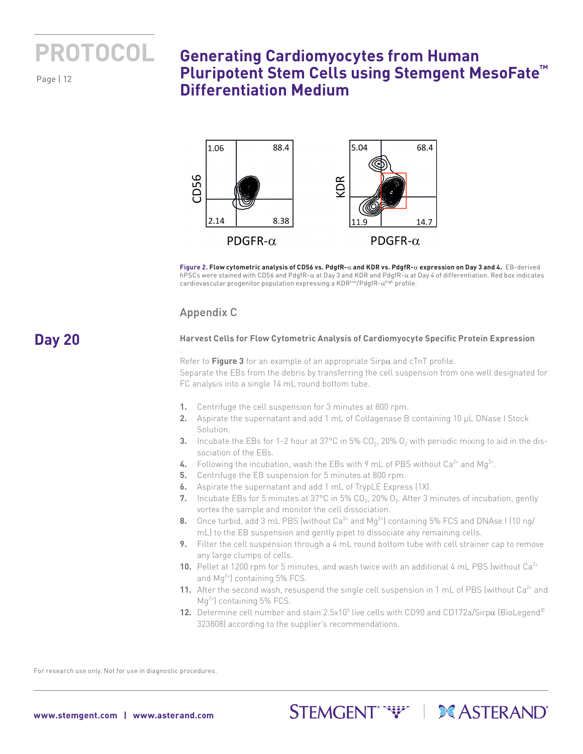Figure 2. **Flow cytometric analysis of CD56 vs. PdgfR-α and KDR vs. PdgfR-α expression on Day 3 and 4.** EB-derived hPSCs were stained with CD56 and PdgfR-α at Day 3 and KDR and PdgfR-α at Day 4 of differentiation. Red box indicates cardiovascular progenitor population expressing a KDR[low]/PdgfR-α[high] profile.

## Appendix C

## Day 20

### Harvest Cells for Flow Cytometric Analysis of Cardiomyocyte Specific Protein Expression

Refer to **Figure 3** for an example of an appropriate Sirpα and cTnT profile.
Separate the EBs from the debris by transferring the cell suspension from one well designated for FC analysis into a single 14 mL round bottom tube.

1. Centrifuge the cell suspension for 3 minutes at 800 rpm.
2. Aspirate the supernatant and add 1 mL of Collagenase B containing 10 µL DNase I Stock Solution.
3. Incubate the EBs for 1-2 hour at 37°C in 5% $CO_2$, 20% $O_2$ with periodic mixing to aid in the dissociation of the EBs.
4. Following the incubation, wash the EBs with 9 mL of PBS without $Ca^{2+}$ and $Mg^{2+}$.
5. Centrifuge the EB suspension for 5 minutes at 800 rpm.
6. Aspirate the supernatant and add 1 mL of TrypLE Express (1X).
7. Incubate EBs for 5 minutes at 37°C in 5% $CO_2$, 20% $O_2$. After 3 minutes of incubation, gently vortex the sample and monitor the cell dissociation.
8. Once turbid, add 3 mL PBS (without $Ca^{2+}$ and $Mg^{2+}$) containing 5% FCS and DNAse I (10 ng/mL) to the EB suspension and gently pipet to dissociate any remaining cells.
9. Filter the cell suspension through a 4 mL round bottom tube with cell strainer cap to remove any large clumps of cells.
10. Pellet at 1200 rpm for 5 minutes, and wash twice with an additional 4 mL PBS (without $Ca^{2+}$ and $Mg^{2+}$) containing 5% FCS.
11. After the second wash, resuspend the single cell suspension in 1 mL of PBS (without $Ca^{2+}$ and $Mg^{2+}$) containing 5% FCS.
12. Determine cell number and stain $2.5x10^5$ live cells with CD90 and CD172a/Sirpα (BioLegend® 323808) according to the supplier's recommendations.

For research use only. Not for use in diagnostic procedures.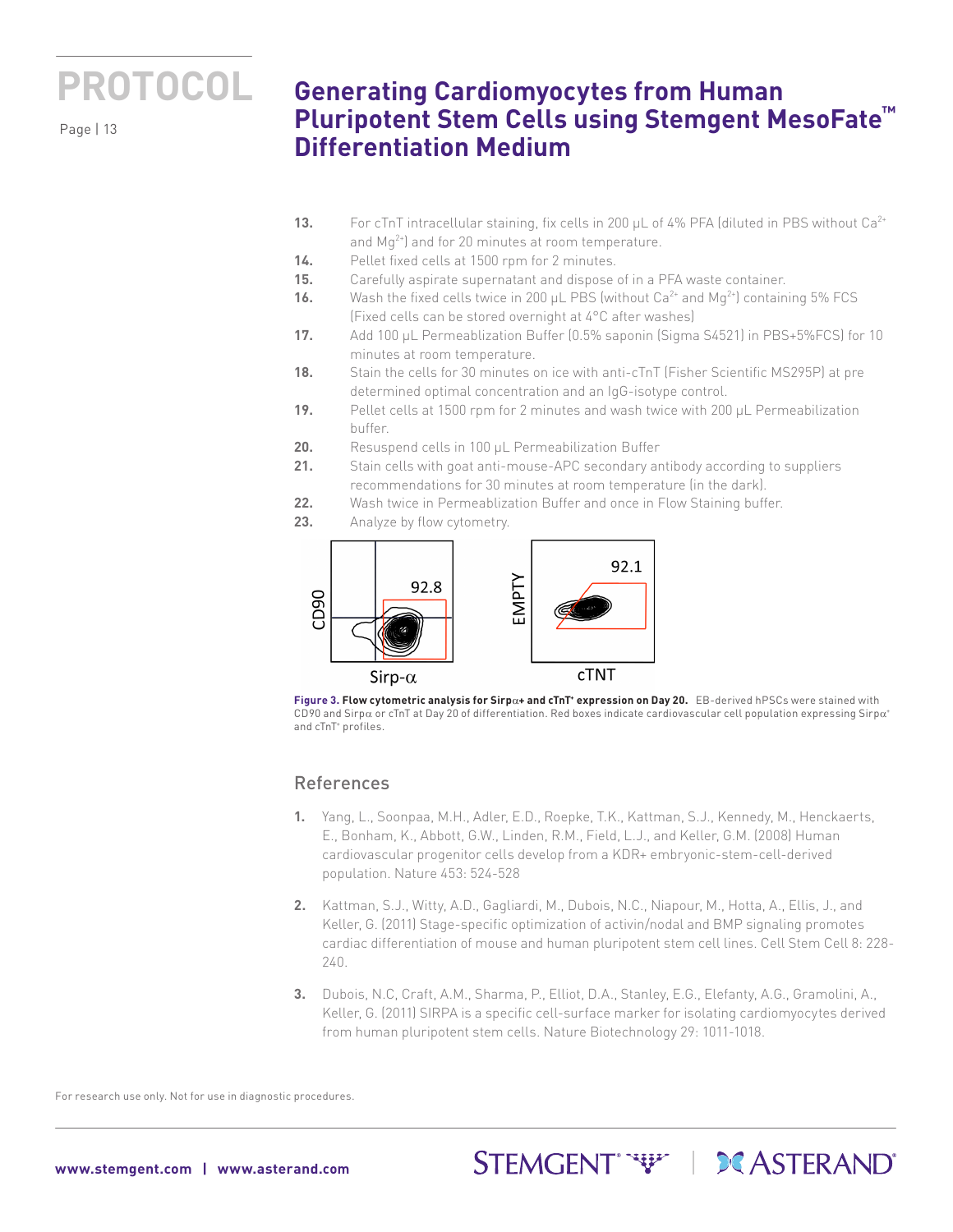13. For cTnT intracellular staining, fix cells in 200 µL of 4% PFA (diluted in PBS without $Ca^{2+}$ and $Mg^{2+}$) and for 20 minutes at room temperature.
14. Pellet fixed cells at 1500 rpm for 2 minutes.
15. Carefully aspirate supernatant and dispose of in a PFA waste container.
16. Wash the fixed cells twice in 200 µL PBS (without $Ca^{2+}$ and $Mg^{2+}$) containing 5% FCS (Fixed cells can be stored overnight at 4°C after washes)
17. Add 100 µL Permeablization Buffer (0.5% saponin (Sigma S4521) in PBS+5%FCS) for 10 minutes at room temperature.
18. Stain the cells for 30 minutes on ice with anti-cTnT (Fisher Scientific MS295P) at pre determined optimal concentration and an IgG-isotype control.
19. Pellet cells at 1500 rpm for 2 minutes and wash twice with 200 µL Permeabilization buffer.
20. Resuspend cells in 100 µL Permeabilization Buffer
21. Stain cells with goat anti-mouse-APC secondary antibody according to suppliers recommendations for 30 minutes at room temperature (in the dark).
22. Wash twice in Permeablization Buffer and once in Flow Staining buffer.
23. Analyze by flow cytometry.

CD90
92.8
Sirp-α

EMPTY
92.1
cTNT

**Figure 3. Flow cytometric analysis for Sirpα+ and cTnT+ expression on Day 20.** EB-derived hPSCs were stained with CD90 and Sirpα or cTnT at Day 20 of differentiation. Red boxes indicate cardiovascular cell population expressing Sirpα+ and cTnT+ profiles.

## References

1. Yang, L., Soonpaa, M.H., Adler, E.D., Roepke, T.K., Kattman, S.J., Kennedy, M., Henckaerts, E., Bonham, K., Abbott, G.W., Linden, R.M., Field, L.J., and Keller, G.M. (2008) Human cardiovascular progenitor cells develop from a KDR+ embryonic-stem-cell-derived population. Nature 453: 524-528

2. Kattman, S.J., Witty, A.D., Gagliardi, M., Dubois, N.C., Niapour, M., Hotta, A., Ellis, J., and Keller, G. (2011) Stage-specific optimization of activin/nodal and BMP signaling promotes cardiac differentiation of mouse and human pluripotent stem cell lines. Cell Stem Cell 8: 228-240.

3. Dubois, N.C, Craft, A.M., Sharma, P., Elliot, D.A., Stanley, E.G., Elefanty, A.G., Gramolini, A., Keller, G. (2011) SIRPA is a specific cell-surface marker for isolating cardiomyocytes derived from human pluripotent stem cells. Nature Biotechnology 29: 1011-1018.

For research use only. Not for use in diagnostic procedures.